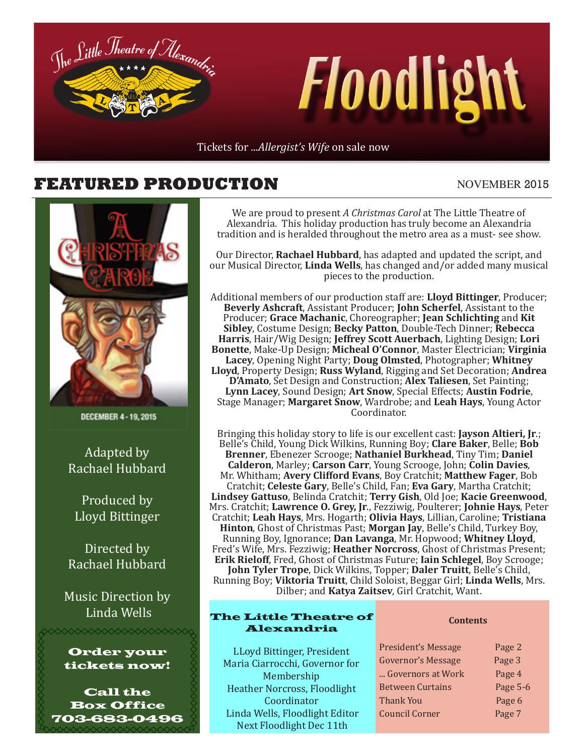The Little Theatre of Alexandria

# Floodlight

Tickets for *...Allergist's Wife* on sale now

## FEATURED PRODUCTION

NOVEMBER 2015

A CHRISTMAS CAROL

DECEMBER 4 - 19, 2015

Adapted by
Rachael Hubbard

Produced by
Lloyd Bittinger

Directed by
Rachael Hubbard

Music Direction by
Linda Wells

**Order your tickets now!**

**Call the Box Office 703-683-0496**

We are proud to present *A Christmas Carol* at The Little Theatre of Alexandria. This holiday production has truly become an Alexandria tradition and is heralded throughout the metro area as a must- see show.

Our Director, **Rachael Hubbard**, has adapted and updated the script, and our Musical Director, **Linda Wells**, has changed and/or added many musical pieces to the production.

Additional members of our production staff are: **Lloyd Bittinger**, Producer; **Beverly Ashcraft**, Assistant Producer; **John Scherfel**, Assistant to the Producer; **Grace Machanic**, Choreographer; **Jean Schlichting** and **Kit Sibley**, Costume Design; **Becky Patton**, Double-Tech Dinner; **Rebecca Harris**, Hair/Wig Design; **Jeffrey Scott Auerbach**, Lighting Design; **Lori Bonette**, Make-Up Design; **Micheal O'Connor**, Master Electrician; **Virginia Lacey**, Opening Night Party; **Doug Olmsted**, Photographer; **Whitney Lloyd**, Property Design; **Russ Wyland**, Rigging and Set Decoration; **Andrea D'Amato**, Set Design and Construction; **Alex Taliesen**, Set Painting; **Lynn Lacey**, Sound Design; **Art Snow**, Special Effects; **Austin Fodrie**, Stage Manager; **Margaret Snow**, Wardrobe; and **Leah Hays**, Young Actor Coordinator.

Bringing this holiday story to life is our excellent cast: **Jayson Altieri, Jr.**; Belle's Child, Young Dick Wilkins, Running Boy; **Clare Baker**, Belle; **Bob Brenner**, Ebenezer Scrooge; **Nathaniel Burkhead**, Tiny Tim; **Daniel Calderon**, Marley; **Carson Carr**, Young Scrooge, John; **Colin Davies**, Mr. Whitham; **Avery Clifford Evans**, Boy Cratchit; **Matthew Fager**, Bob Cratchit; **Celeste Gary**, Belle's Child, Fan; **Eva Gary**, Martha Cratchit; **Lindsey Gattuso**, Belinda Cratchit; **Terry Gish**, Old Joe; **Kacie Greenwood**, Mrs. Cratchit; **Lawrence O. Grey, Jr.**, Fezziwig, Poulterer; **Johnie Hays**, Peter Cratchit; **Leah Hays**, Mrs. Hogarth; **Olivia Hays**, Lillian, Caroline; **Tristiana Hinton**, Ghost of Christmas Past; **Morgan Jay**, Belle's Child, Turkey Boy, Running Boy, Ignorance; **Dan Lavanga**, Mr. Hopwood; **Whitney Lloyd**, Fred's Wife, Mrs. Fezziwig; **Heather Norcross**, Ghost of Christmas Present; **Erik Rieloff**, Fred, Ghost of Christmas Future; **Iain Schlegel**, Boy Scrooge; **John Tyler Trope**, Dick Wilkins, Topper; **Daler Truitt**, Belle's Child, Running Boy; **Viktoria Truitt**, Child Soloist, Beggar Girl; **Linda Wells**, Mrs. Dilber; and **Katya Zaitsev**, Girl Cratchit, Want.

**The Little Theatre of Alexandria**

LLoyd Bittinger, President
Maria Ciarrocchi, Governor for Membership
Heather Norcross, Floodlight Coordinator
Linda Wells, Floodlight Editor
Next Floodlight Dec 11th

**Contents**

| | |
|---|---|
| President's Message | Page 2 |
| Governor's Message | Page 3 |
| ... Governors at Work | Page 4 |
| Between Curtains | Page 5-6 |
| Thank You | Page 6 |
| Council Corner | Page 7 |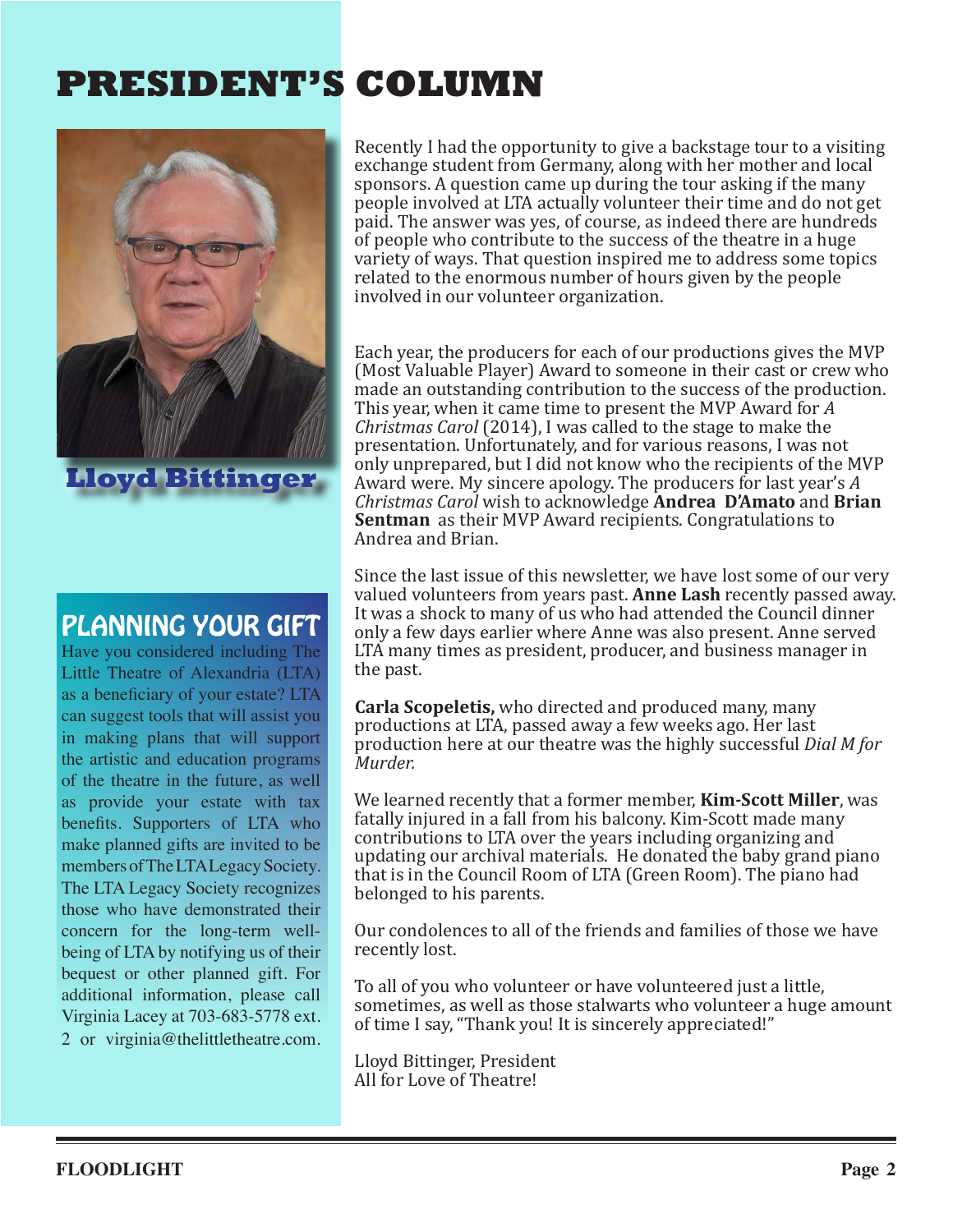# PRESIDENT'S COLUMN

**Lloyd Bittinger**

Recently I had the opportunity to give a backstage tour to a visiting exchange student from Germany, along with her mother and local sponsors. A question came up during the tour asking if the many people involved at LTA actually volunteer their time and do not get paid. The answer was yes, of course, as indeed there are hundreds of people who contribute to the success of the theatre in a huge variety of ways. That question inspired me to address some topics related to the enormous number of hours given by the people involved in our volunteer organization.

Each year, the producers for each of our productions gives the MVP (Most Valuable Player) Award to someone in their cast or crew who made an outstanding contribution to the success of the production. This year, when it came time to present the MVP Award for *A Christmas Carol* (2014), I was called to the stage to make the presentation. Unfortunately, and for various reasons, I was not only unprepared, but I did not know who the recipients of the MVP Award were. My sincere apology. The producers for last year's *A Christmas Carol* wish to acknowledge **Andrea D'Amato** and **Brian Sentman** as their MVP Award recipients. Congratulations to Andrea and Brian.

Since the last issue of this newsletter, we have lost some of our very valued volunteers from years past. **Anne Lash** recently passed away. It was a shock to many of us who had attended the Council dinner only a few days earlier where Anne was also present. Anne served LTA many times as president, producer, and business manager in the past.

**Carla Scopeletis,** who directed and produced many, many productions at LTA, passed away a few weeks ago. Her last production here at our theatre was the highly successful *Dial M for Murder.*

We learned recently that a former member, **Kim-Scott Miller**, was fatally injured in a fall from his balcony. Kim-Scott made many contributions to LTA over the years including organizing and updating our archival materials. He donated the baby grand piano that is in the Council Room of LTA (Green Room). The piano had belonged to his parents.

Our condolences to all of the friends and families of those we have recently lost.

To all of you who volunteer or have volunteered just a little, sometimes, as well as those stalwarts who volunteer a huge amount of time I say, "Thank you! It is sincerely appreciated!"

Lloyd Bittinger, President
All for Love of Theatre!

## PLANNING YOUR GIFT

Have you considered including The Little Theatre of Alexandria (LTA) as a beneficiary of your estate? LTA can suggest tools that will assist you in making plans that will support the artistic and education programs of the theatre in the future, as well as provide your estate with tax benefits. Supporters of LTA who make planned gifts are invited to be members of The LTA Legacy Society. The LTA Legacy Society recognizes those who have demonstrated their concern for the long-term well-being of LTA by notifying us of their bequest or other planned gift. For additional information, please call Virginia Lacey at 703-683-5778 ext. 2 or virginia@thelittletheatre.com.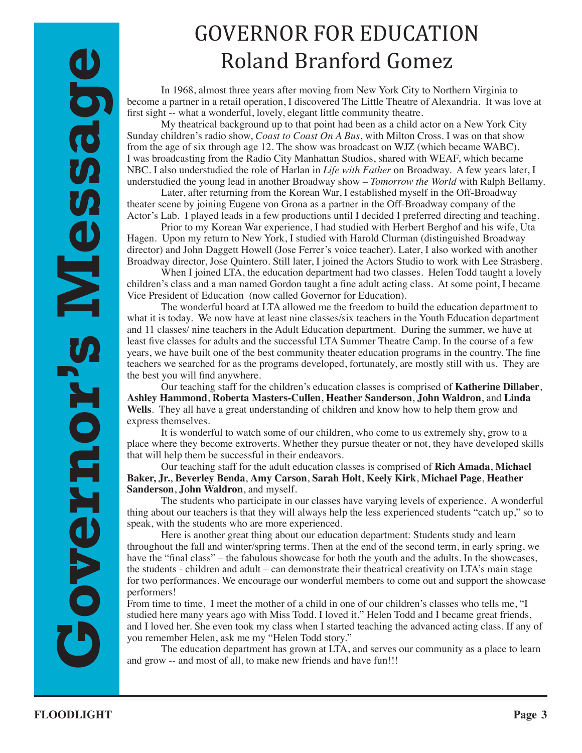Governor's Message

# GOVERNOR FOR EDUCATION
## Roland Branford Gomez

In 1968, almost three years after moving from New York City to Northern Virginia to become a partner in a retail operation, I discovered The Little Theatre of Alexandria. It was love at first sight -- what a wonderful, lovely, elegant little community theatre.

My theatrical background up to that point had been as a child actor on a New York City Sunday children's radio show, *Coast to Coast On A Bus*, with Milton Cross. I was on that show from the age of six through age 12. The show was broadcast on WJZ (which became WABC). I was broadcasting from the Radio City Manhattan Studios, shared with WEAF, which became NBC. I also understudied the role of Harlan in *Life with Father* on Broadway. A few years later, I understudied the young lead in another Broadway show – *Tomorrow the World* with Ralph Bellamy.

Later, after returning from the Korean War, I established myself in the Off-Broadway theater scene by joining Eugene von Grona as a partner in the Off-Broadway company of the Actor's Lab. I played leads in a few productions until I decided I preferred directing and teaching.

Prior to my Korean War experience, I had studied with Herbert Berghof and his wife, Uta Hagen. Upon my return to New York, I studied with Harold Clurman (distinguished Broadway director) and John Daggett Howell (Jose Ferrer's voice teacher). Later, I also worked with another Broadway director, Jose Quintero. Still later, I joined the Actors Studio to work with Lee Strasberg.

When I joined LTA, the education department had two classes. Helen Todd taught a lovely children's class and a man named Gordon taught a fine adult acting class. At some point, I became Vice President of Education (now called Governor for Education).

The wonderful board at LTA allowed me the freedom to build the education department to what it is today. We now have at least nine classes/six teachers in the Youth Education department and 11 classes/ nine teachers in the Adult Education department. During the summer, we have at least five classes for adults and the successful LTA Summer Theatre Camp. In the course of a few years, we have built one of the best community theater education programs in the country. The fine teachers we searched for as the programs developed, fortunately, are mostly still with us. They are the best you will find anywhere.

Our teaching staff for the children's education classes is comprised of **Katherine Dillaber**, **Ashley Hammond**, **Roberta Masters-Cullen**, **Heather Sanderson**, **John Waldron**, and **Linda Wells**. They all have a great understanding of children and know how to help them grow and express themselves.

It is wonderful to watch some of our children, who come to us extremely shy, grow to a place where they become extroverts. Whether they pursue theater or not, they have developed skills that will help them be successful in their endeavors.

Our teaching staff for the adult education classes is comprised of **Rich Amada**, **Michael Baker, Jr.**, **Beverley Benda**, **Amy Carson**, **Sarah Holt**, **Keely Kirk**, **Michael Page**, **Heather Sanderson**, **John Waldron**, and myself.

The students who participate in our classes have varying levels of experience. A wonderful thing about our teachers is that they will always help the less experienced students "catch up," so to speak, with the students who are more experienced.

Here is another great thing about our education department: Students study and learn throughout the fall and winter/spring terms. Then at the end of the second term, in early spring, we have the "final class" – the fabulous showcase for both the youth and the adults. In the showcases, the students - children and adult – can demonstrate their theatrical creativity on LTA's main stage for two performances. We encourage our wonderful members to come out and support the showcase performers!

From time to time, I meet the mother of a child in one of our children's classes who tells me, "I studied here many years ago with Miss Todd. I loved it." Helen Todd and I became great friends, and I loved her. She even took my class when I started teaching the advanced acting class. If any of you remember Helen, ask me my "Helen Todd story."

The education department has grown at LTA, and serves our community as a place to learn and grow -- and most of all, to make new friends and have fun!!!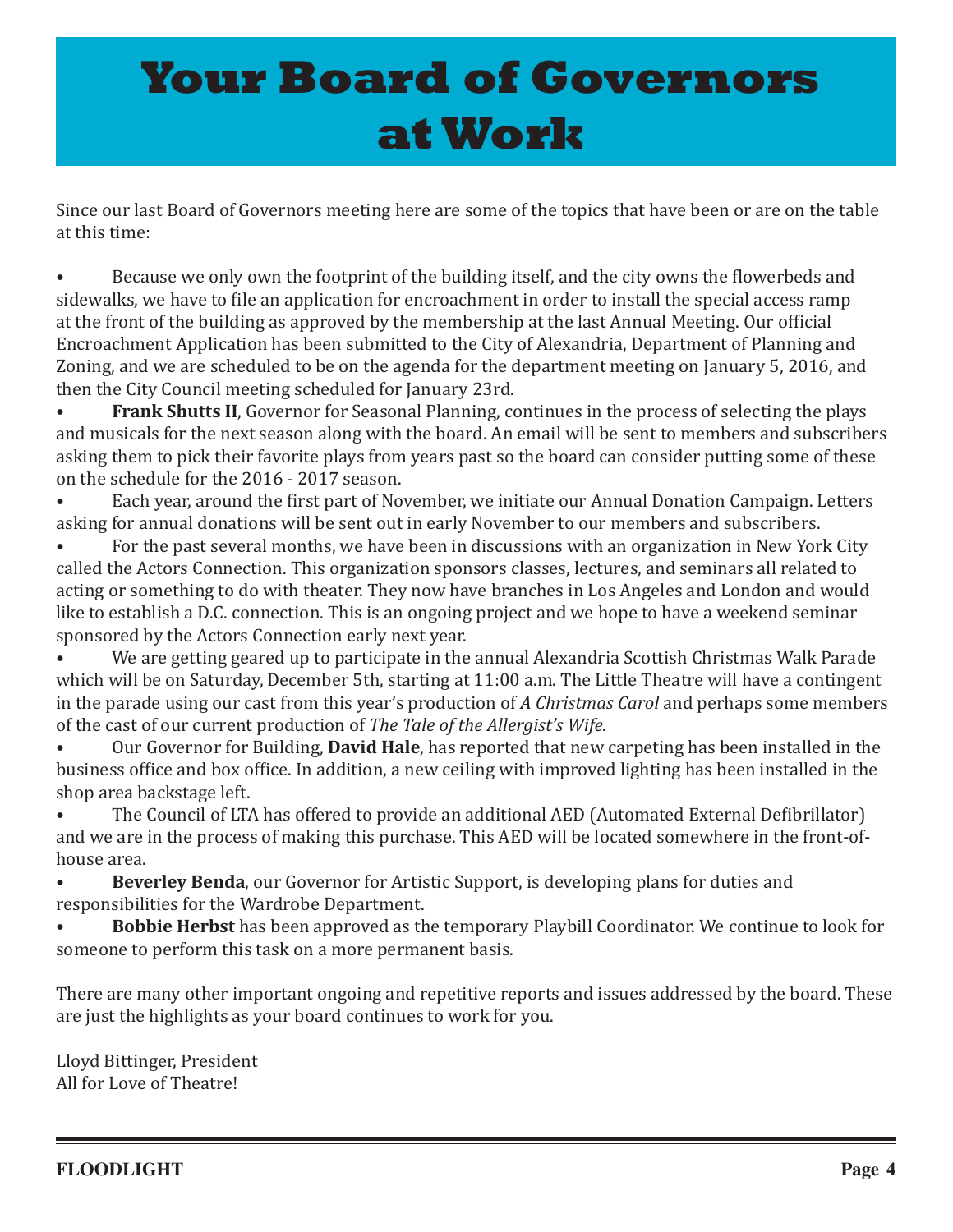# Your Board of Governors at Work

Since our last Board of Governors meeting here are some of the topics that have been or are on the table at this time:

- Because we only own the footprint of the building itself, and the city owns the flowerbeds and sidewalks, we have to file an application for encroachment in order to install the special access ramp at the front of the building as approved by the membership at the last Annual Meeting. Our official Encroachment Application has been submitted to the City of Alexandria, Department of Planning and Zoning, and we are scheduled to be on the agenda for the department meeting on January 5, 2016, and then the City Council meeting scheduled for January 23rd.
- **Frank Shutts II**, Governor for Seasonal Planning, continues in the process of selecting the plays and musicals for the next season along with the board. An email will be sent to members and subscribers asking them to pick their favorite plays from years past so the board can consider putting some of these on the schedule for the 2016 - 2017 season.
- Each year, around the first part of November, we initiate our Annual Donation Campaign. Letters asking for annual donations will be sent out in early November to our members and subscribers.
- For the past several months, we have been in discussions with an organization in New York City called the Actors Connection. This organization sponsors classes, lectures, and seminars all related to acting or something to do with theater. They now have branches in Los Angeles and London and would like to establish a D.C. connection. This is an ongoing project and we hope to have a weekend seminar sponsored by the Actors Connection early next year.
- We are getting geared up to participate in the annual Alexandria Scottish Christmas Walk Parade which will be on Saturday, December 5th, starting at 11:00 a.m. The Little Theatre will have a contingent in the parade using our cast from this year's production of *A Christmas Carol* and perhaps some members of the cast of our current production of *The Tale of the Allergist's Wife*.
- Our Governor for Building, **David Hale**, has reported that new carpeting has been installed in the business office and box office. In addition, a new ceiling with improved lighting has been installed in the shop area backstage left.
- The Council of LTA has offered to provide an additional AED (Automated External Defibrillator) and we are in the process of making this purchase. This AED will be located somewhere in the front-of-house area.
- **Beverley Benda**, our Governor for Artistic Support, is developing plans for duties and responsibilities for the Wardrobe Department.
- **Bobbie Herbst** has been approved as the temporary Playbill Coordinator. We continue to look for someone to perform this task on a more permanent basis.

There are many other important ongoing and repetitive reports and issues addressed by the board. These are just the highlights as your board continues to work for you.

Lloyd Bittinger, President
All for Love of Theatre!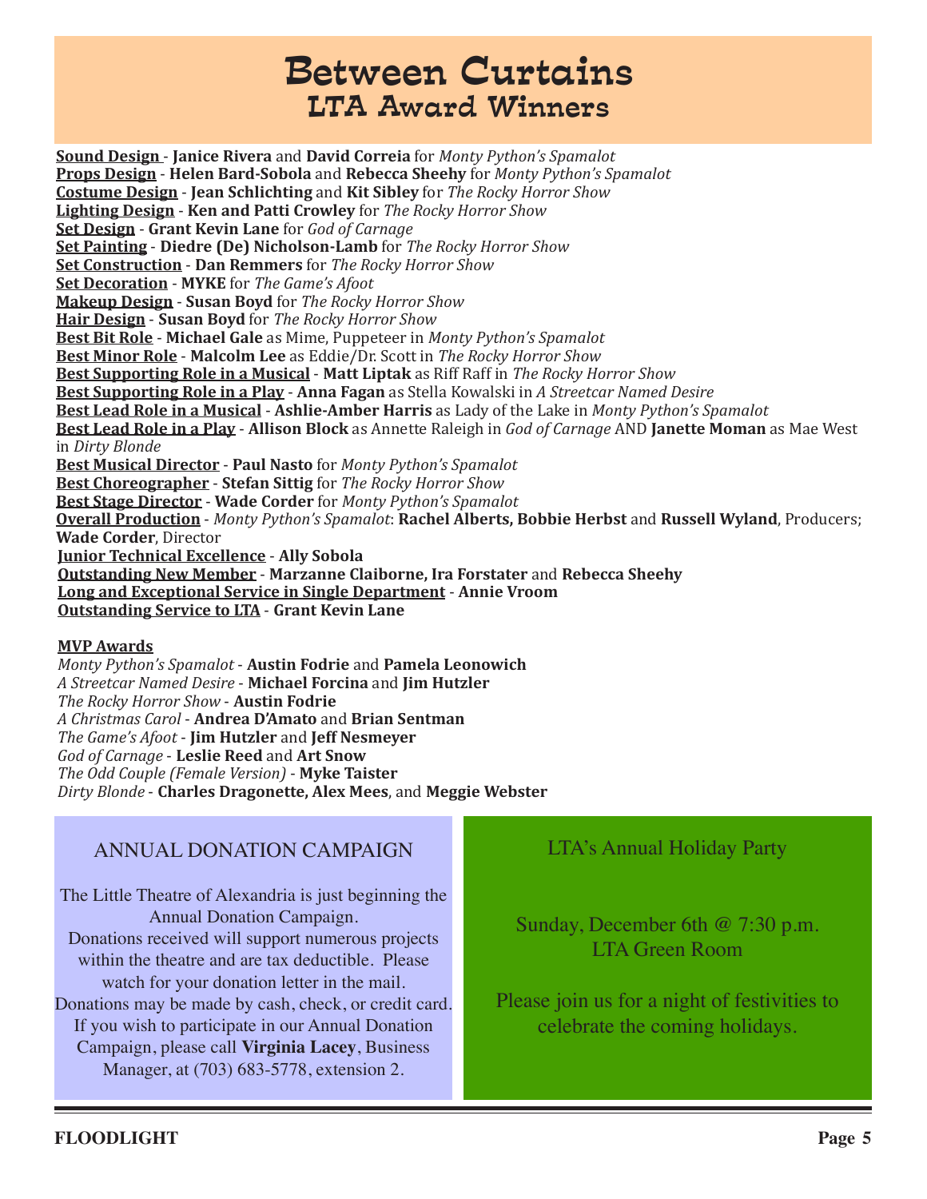# Between Curtains
## LTA Award Winners

**Sound Design** - **Janice Rivera** and **David Correia** for *Monty Python's Spamalot*
**Props Design** - **Helen Bard-Sobola** and **Rebecca Sheehy** for *Monty Python's Spamalot*
**Costume Design** - **Jean Schlichting** and **Kit Sibley** for *The Rocky Horror Show*
**Lighting Design** - **Ken and Patti Crowley** for *The Rocky Horror Show*
**Set Design** - **Grant Kevin Lane** for *God of Carnage*
**Set Painting** - **Diedre (De) Nicholson-Lamb** for *The Rocky Horror Show*
**Set Construction** - **Dan Remmers** for *The Rocky Horror Show*
**Set Decoration** - **MYKE** for *The Game's Afoot*
**Makeup Design** - **Susan Boyd** for *The Rocky Horror Show*
**Hair Design** - **Susan Boyd** for *The Rocky Horror Show*
**Best Bit Role** - **Michael Gale** as Mime, Puppeteer in *Monty Python's Spamalot*
**Best Minor Role** - **Malcolm Lee** as Eddie/Dr. Scott in *The Rocky Horror Show*
**Best Supporting Role in a Musical** - **Matt Liptak** as Riff Raff in *The Rocky Horror Show*
**Best Supporting Role in a Play** - **Anna Fagan** as Stella Kowalski in *A Streetcar Named Desire*
**Best Lead Role in a Musical** - **Ashlie-Amber Harris** as Lady of the Lake in *Monty Python's Spamalot*
**Best Lead Role in a Play** - **Allison Block** as Annette Raleigh in *God of Carnage* AND **Janette Moman** as Mae West in *Dirty Blonde*
**Best Musical Director** - **Paul Nasto** for *Monty Python's Spamalot*
**Best Choreographer** - **Stefan Sittig** for *The Rocky Horror Show*
**Best Stage Director** - **Wade Corder** for *Monty Python's Spamalot*
**Overall Production** - *Monty Python's Spamalot*: **Rachel Alberts, Bobbie Herbst** and **Russell Wyland**, Producers; **Wade Corder**, Director
**Junior Technical Excellence** - **Ally Sobola**
**Outstanding New Member** - **Marzanne Claiborne, Ira Forstater** and **Rebecca Sheehy**
**Long and Exceptional Service in Single Department** - **Annie Vroom**
**Outstanding Service to LTA** - **Grant Kevin Lane**

**MVP Awards**
*Monty Python's Spamalot* - **Austin Fodrie** and **Pamela Leonowich**
*A Streetcar Named Desire* - **Michael Forcina** and **Jim Hutzler**
*The Rocky Horror Show* - **Austin Fodrie**
*A Christmas Carol* - **Andrea D'Amato** and **Brian Sentman**
*The Game's Afoot* - **Jim Hutzler** and **Jeff Nesmeyer**
*God of Carnage* - **Leslie Reed** and **Art Snow**
*The Odd Couple (Female Version)* - **Myke Taister**
*Dirty Blonde* - **Charles Dragonette, Alex Mees**, and **Meggie Webster**

## ANNUAL DONATION CAMPAIGN

The Little Theatre of Alexandria is just beginning the Annual Donation Campaign. Donations received will support numerous projects within the theatre and are tax deductible. Please watch for your donation letter in the mail. Donations may be made by cash, check, or credit card. If you wish to participate in our Annual Donation Campaign, please call **Virginia Lacey**, Business Manager, at (703) 683-5778, extension 2.

## LTA's Annual Holiday Party

Sunday, December 6th @ 7:30 p.m.
LTA Green Room

Please join us for a night of festivities to celebrate the coming holidays.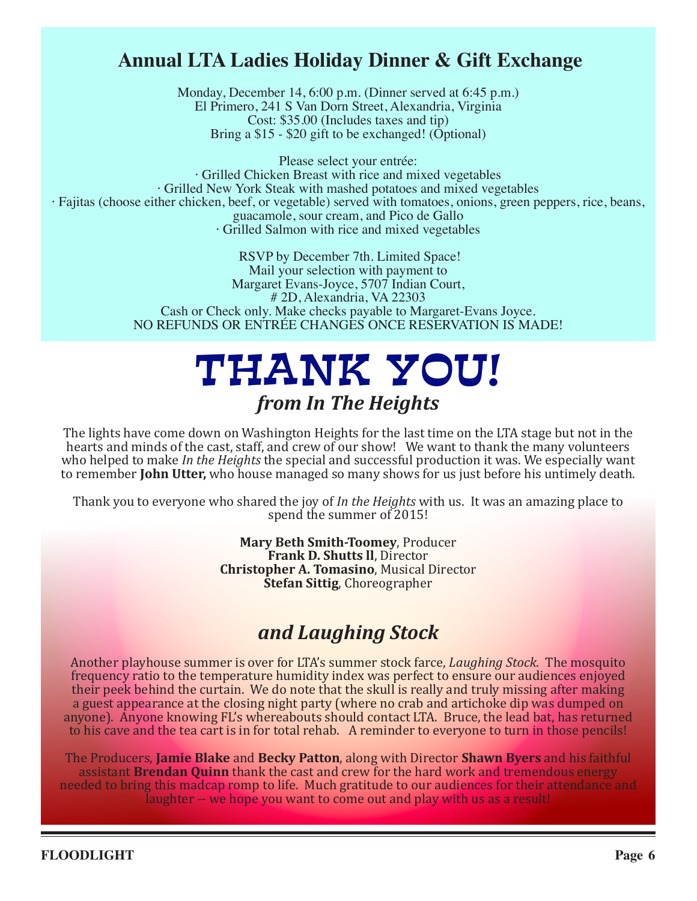## Annual LTA Ladies Holiday Dinner & Gift Exchange

Monday, December 14, 6:00 p.m. (Dinner served at 6:45 p.m.)
El Primero, 241 S Van Dorn Street, Alexandria, Virginia
Cost: $35.00 (Includes taxes and tip)
Bring a $15 - $20 gift to be exchanged! (Optional)

Please select your entrée:

· Grilled Chicken Breast with rice and mixed vegetables
· Grilled New York Steak with mashed potatoes and mixed vegetables
· Fajitas (choose either chicken, beef, or vegetable) served with tomatoes, onions, green peppers, rice, beans, guacamole, sour cream, and Pico de Gallo
· Grilled Salmon with rice and mixed vegetables

RSVP by December 7th. Limited Space!
Mail your selection with payment to
Margaret Evans-Joyce, 5707 Indian Court,
# 2D, Alexandria, VA 22303
Cash or Check only. Make checks payable to Margaret-Evans Joyce.
NO REFUNDS OR ENTRÉE CHANGES ONCE RESERVATION IS MADE!

# THANK YOU!

## *from In The Heights*

The lights have come down on Washington Heights for the last time on the LTA stage but not in the hearts and minds of the cast, staff, and crew of our show! We want to thank the many volunteers who helped to make *In the Heights* the special and successful production it was. We especially want to remember **John Utter,** who house managed so many shows for us just before his untimely death.

Thank you to everyone who shared the joy of *In the Heights* with us. It was an amazing place to spend the summer of 2015!

**Mary Beth Smith-Toomey**, Producer
**Frank D. Shutts ll**, Director
**Christopher A. Tomasino**, Musical Director
**Stefan Sittig**, Choreographer

## *and Laughing Stock*

Another playhouse summer is over for LTA's summer stock farce, *Laughing Stock*. The mosquito frequency ratio to the temperature humidity index was perfect to ensure our audiences enjoyed their peek behind the curtain. We do note that the skull is really and truly missing after making a guest appearance at the closing night party (where no crab and artichoke dip was dumped on anyone). Anyone knowing FL's whereabouts should contact LTA. Bruce, the lead bat, has returned to his cave and the tea cart is in for total rehab. A reminder to everyone to turn in those pencils!

The Producers, **Jamie Blake** and **Becky Patton**, along with Director **Shawn Byers** and his faithful assistant **Brendan Quinn** thank the cast and crew for the hard work and tremendous energy needed to bring this madcap romp to life. Much gratitude to our audiences for their attendance and laughter -- we hope you want to come out and play with us as a result!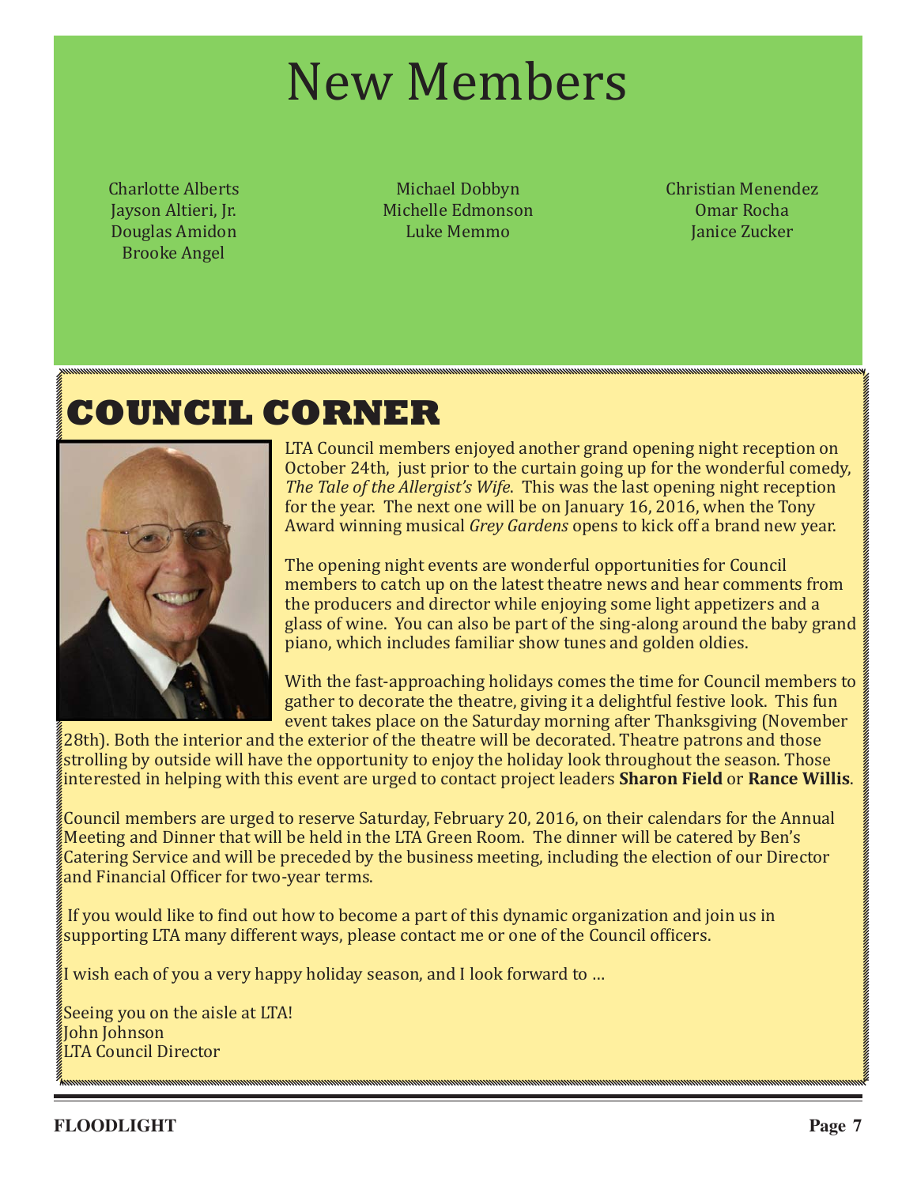# New Members

Charlotte Alberts
Jayson Altieri, Jr.
Douglas Amidon
Brooke Angel

Michael Dobbyn
Michelle Edmonson
Luke Memmo

Christian Menendez
Omar Rocha
Janice Zucker

# COUNCIL CORNER

LTA Council members enjoyed another grand opening night reception on October 24th, just prior to the curtain going up for the wonderful comedy, *The Tale of the Allergist's Wife*. This was the last opening night reception for the year. The next one will be on January 16, 2016, when the Tony Award winning musical *Grey Gardens* opens to kick off a brand new year.

The opening night events are wonderful opportunities for Council members to catch up on the latest theatre news and hear comments from the producers and director while enjoying some light appetizers and a glass of wine. You can also be part of the sing-along around the baby grand piano, which includes familiar show tunes and golden oldies.

With the fast-approaching holidays comes the time for Council members to gather to decorate the theatre, giving it a delightful festive look. This fun event takes place on the Saturday morning after Thanksgiving (November 28th). Both the interior and the exterior of the theatre will be decorated. Theatre patrons and those strolling by outside will have the opportunity to enjoy the holiday look throughout the season. Those interested in helping with this event are urged to contact project leaders **Sharon Field** or **Rance Willis**.

Council members are urged to reserve Saturday, February 20, 2016, on their calendars for the Annual Meeting and Dinner that will be held in the LTA Green Room. The dinner will be catered by Ben's Catering Service and will be preceded by the business meeting, including the election of our Director and Financial Officer for two-year terms.

If you would like to find out how to become a part of this dynamic organization and join us in supporting LTA many different ways, please contact me or one of the Council officers.

I wish each of you a very happy holiday season, and I look forward to …

Seeing you on the aisle at LTA!
John Johnson
LTA Council Director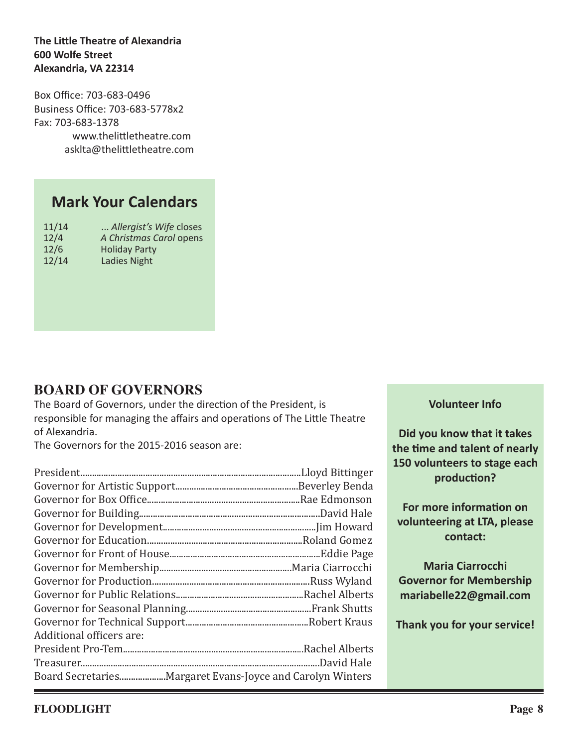**The Little Theatre of Alexandria**
**600 Wolfe Street**
**Alexandria, VA 22314**

Box Office: 703-683-0496
Business Office: 703-683-5778x2
Fax: 703-683-1378
www.thelittletheatre.com
asklta@thelittletheatre.com

## Mark Your Calendars

| | |
|---|---|
| 11/14 | ... *Allergist's Wife* closes |
| 12/4 | *A Christmas Carol* opens |
| 12/6 | Holiday Party |
| 12/14 | Ladies Night |

## BOARD OF GOVERNORS

The Board of Governors, under the direction of the President, is responsible for managing the affairs and operations of The Little Theatre of Alexandria.

The Governors for the 2015-2016 season are:

President....................Lloyd Bittinger
Governor for Artistic Support....................Beverley Benda
Governor for Box Office....................Rae Edmonson
Governor for Building....................David Hale
Governor for Development....................Jim Howard
Governor for Education....................Roland Gomez
Governor for Front of House....................Eddie Page
Governor for Membership....................Maria Ciarrocchi
Governor for Production....................Russ Wyland
Governor for Public Relations....................Rachel Alberts
Governor for Seasonal Planning....................Frank Shutts
Governor for Technical Support....................Robert Kraus

Additional officers are:

President Pro-Tem....................Rachel Alberts
Treasurer....................David Hale
Board Secretaries....................Margaret Evans-Joyce and Carolyn Winters

**Volunteer Info**

**Did you know that it takes the time and talent of nearly 150 volunteers to stage each production?**

**For more information on volunteering at LTA, please contact:**

**Maria Ciarrocchi**
**Governor for Membership**
**mariabelle22@gmail.com**

**Thank you for your service!**